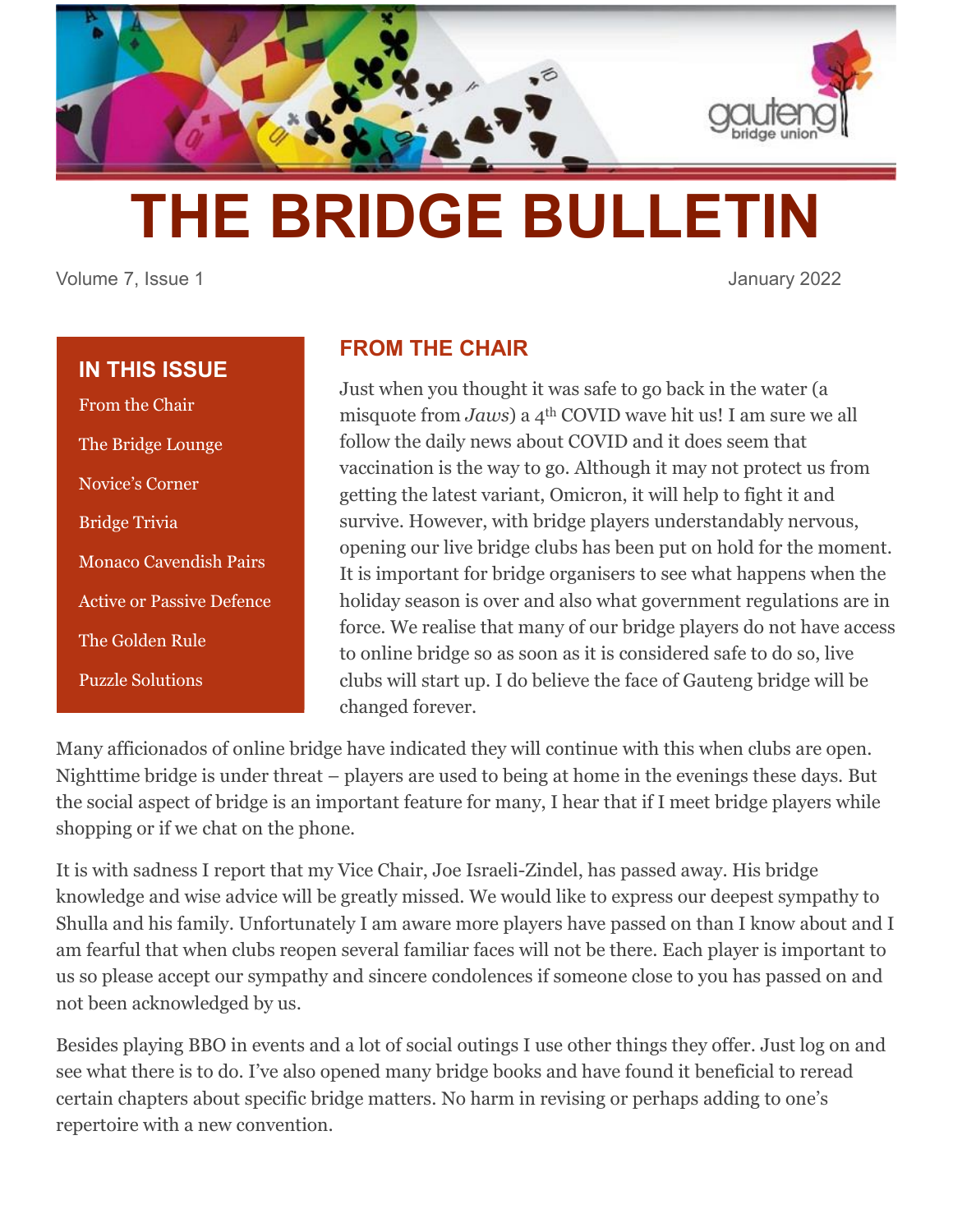# THE BRIDGE BULLETIN

Volume 7, Issue 1 January 2022

## IN THIS ISSUE

- From the Chair
- The Bridge Lounge
- Novice's Corner
- Bridge Trivia
- Monaco Cavendish Pairs
- Active or Passive Defence
- The Golden Rule
- Puzzle Solutions

## FROM THE CHAIR

Just when you thought it was safe to go back in the water (a misquote from *Jaws*) a 4th COVID wave hit us! I am sure we all follow the daily news about COVID and it does seem that vaccination is the way to go. Although it may not protect us from getting the latest variant, Omicron, it will help to fight it and survive. However, with bridge players understandably nervous, opening our live bridge clubs has been put on hold for the moment. It is important for bridge organisers to see what happens when the holiday season is over and also what government regulations are in force. We realise that many of our bridge players do not have access to online bridge so as soon as it is considered safe to do so, live clubs will start up. I do believe the face of Gauteng bridge will be changed forever.

Many afficionados of online bridge have indicated they will continue with this when clubs are open. Nighttime bridge is under threat – players are used to being at home in the evenings these days. But the social aspect of bridge is an important feature for many, I hear that if I meet bridge players while shopping or if we chat on the phone.

It is with sadness I report that my Vice Chair, Joe Israeli-Zindel, has passed away. His bridge knowledge and wise advice will be greatly missed. We would like to express our deepest sympathy to Shulla and his family. Unfortunately I am aware more players have passed on than I know about and I am fearful that when clubs reopen several familiar faces will not be there. Each player is important to us so please accept our sympathy and sincere condolences if someone close to you has passed on and not been acknowledged by us.

Besides playing BBO in events and a lot of social outings I use other things they offer. Just log on and see what there is to do. I've also opened many bridge books and have found it beneficial to reread certain chapters about specific bridge matters. No harm in revising or perhaps adding to one's repertoire with a new convention.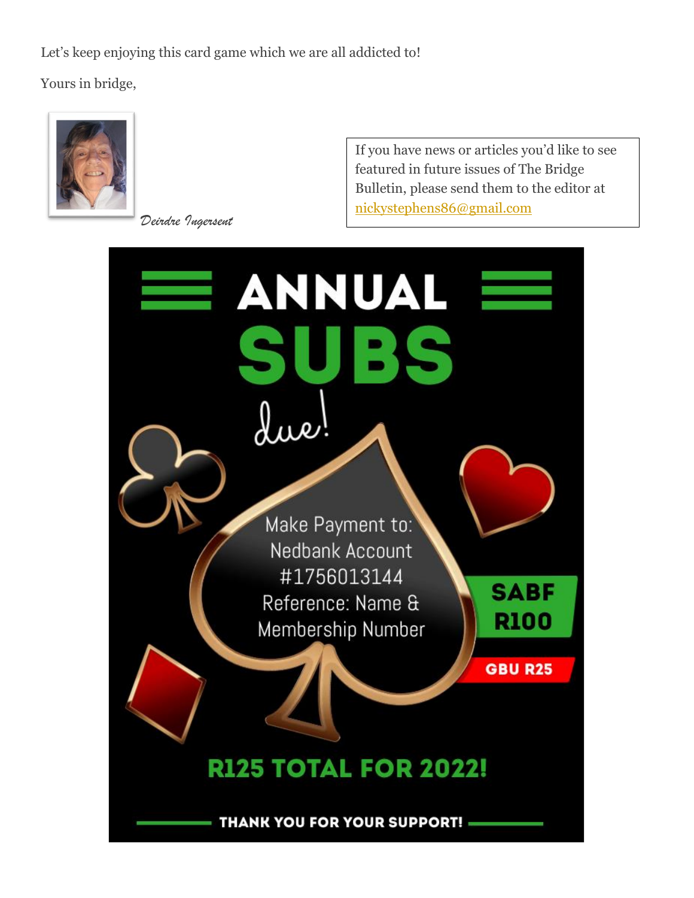Let's keep enjoying this card game which we are all addicted to!

Yours in bridge,

*Deirdre Ingersent*

> If you have news or articles you'd like to see featured in future issues of The Bridge Bulletin, please send them to the editor at [nickystephens86@gmail.com](mailto:nickystephens86@gmail.com)

# ANNUAL SUBS due!

Make Payment to:
Nedbank Account
#1756013144
Reference: Name & Membership Number

**SABF R100**

**GBU R25**

**R125 TOTAL FOR 2022!**

**THANK YOU FOR YOUR SUPPORT!**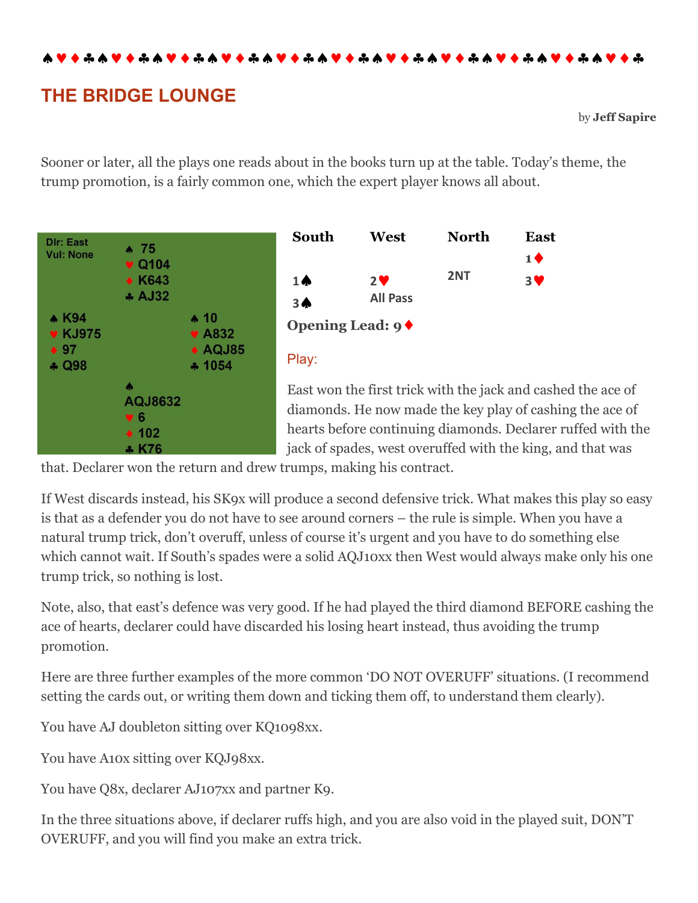♠♥♦♣♠♥♦♣♠♥♦♣♠♥♦♣♠♥♦♣♠♥♦♣♠♥♦♣♠♥♦♣♠♥♦♣♠♥♦♣♠♥♦♣♠♥♦♣

## THE BRIDGE LOUNGE

by **Jeff Sapire**

Sooner or later, all the plays one reads about in the books turn up at the table. Today's theme, the trump promotion, is a fairly common one, which the expert player knows all about.

Dlr: East
Vul: None

| | North | |
|---|---|---|
| | ♠ 75<br>♥ Q104<br>♦ K643<br>♣ AJ32 | |
| **West**<br>♠ K94<br>♥ KJ975<br>♦ 97<br>♣ Q98 | | **East**<br>♠ 10<br>♥ A832<br>♦ AQJ85<br>♣ 1054 |
| | **South**<br>♠ AQJ8632<br>♥ 6<br>♦ 102<br>♣ K76 | |

| South | West | North | East |
|---|---|---|---|
| | | | 1♦ |
| 1♠ | 2♥ | 2NT | 3♥ |
| 3♠ | All Pass | | |

**Opening Lead: 9♦**

Play:

East won the first trick with the jack and cashed the ace of diamonds. He now made the key play of cashing the ace of hearts before continuing diamonds. Declarer ruffed with the jack of spades, west overruffed with the king, and that was that. Declarer won the return and drew trumps, making his contract.

If West discards instead, his SK9x will produce a second defensive trick. What makes this play so easy is that as a defender you do not have to see around corners – the rule is simple. When you have a natural trump trick, don't overuff, unless of course it's urgent and you have to do something else which cannot wait. If South's spades were a solid AQJ10xx then West would always make only his one trump trick, so nothing is lost.

Note, also, that east's defence was very good. If he had played the third diamond BEFORE cashing the ace of hearts, declarer could have discarded his losing heart instead, thus avoiding the trump promotion.

Here are three further examples of the more common 'DO NOT OVERUFF' situations. (I recommend setting the cards out, or writing them down and ticking them off, to understand them clearly).

You have AJ doubleton sitting over KQ1098xx.

You have A10x sitting over KQJ98xx.

You have Q8x, declarer AJ107xx and partner K9.

In the three situations above, if declarer ruffs high, and you are also void in the played suit, DON'T OVERUFF, and you will find you make an extra trick.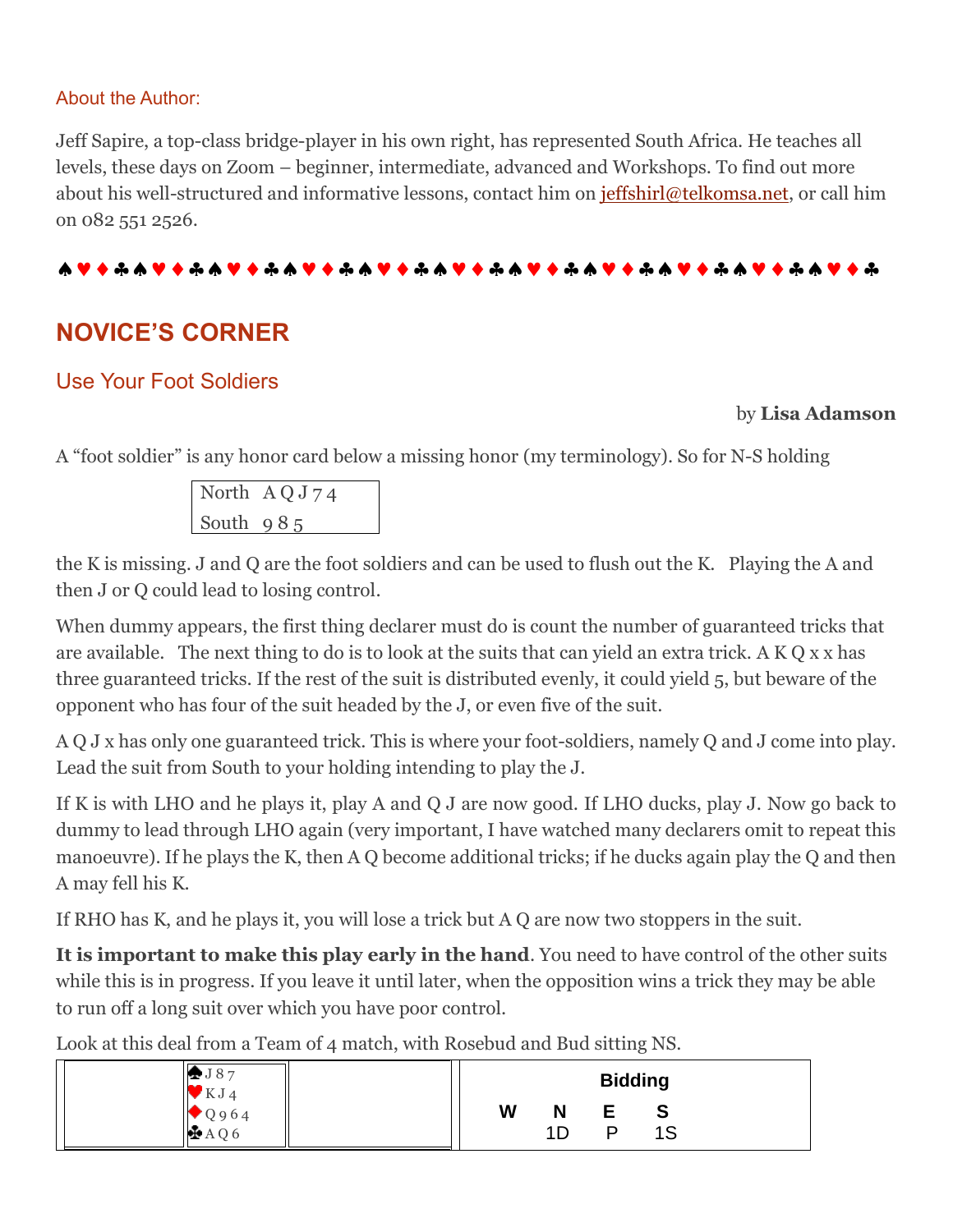About the Author:

Jeff Sapire, a top-class bridge-player in his own right, has represented South Africa. He teaches all levels, these days on Zoom – beginner, intermediate, advanced and Workshops. To find out more about his well-structured and informative lessons, contact him on jeffshirl@telkomsa.net, or call him on 082 551 2526.

♠♥♦♣♠♥♦♣♠♥♦♣♠♥♦♣♠♥♦♣♠♥♦♣♠♥♦♣♠♥♦♣♠♥♦♣♠♥♦♣♠♥♦♣♠♥♦♣

## NOVICE'S CORNER

### Use Your Foot Soldiers

by **Lisa Adamson**

A "foot soldier" is any honor card below a missing honor (my terminology). So for N-S holding

| | |
|---|---|
| North | A Q J 7 4 |
| South | 9 8 5 |

the K is missing. J and Q are the foot soldiers and can be used to flush out the K. Playing the A and then J or Q could lead to losing control.

When dummy appears, the first thing declarer must do is count the number of guaranteed tricks that are available. The next thing to do is to look at the suits that can yield an extra trick. A K Q x x has three guaranteed tricks. If the rest of the suit is distributed evenly, it could yield 5, but beware of the opponent who has four of the suit headed by the J, or even five of the suit.

A Q J x has only one guaranteed trick. This is where your foot-soldiers, namely Q and J come into play. Lead the suit from South to your holding intending to play the J.

If K is with LHO and he plays it, play A and Q J are now good. If LHO ducks, play J. Now go back to dummy to lead through LHO again (very important, I have watched many declarers omit to repeat this manoeuvre). If he plays the K, then A Q become additional tricks; if he ducks again play the Q and then A may fell his K.

If RHO has K, and he plays it, you will lose a trick but A Q are now two stoppers in the suit.

**It is important to make this play early in the hand**. You need to have control of the other suits while this is in progress. If you leave it until later, when the opposition wins a trick they may be able to run off a long suit over which you have poor control.

Look at this deal from a Team of 4 match, with Rosebud and Bud sitting NS.

| | North | |
|---|---|---|
| | ♠ J 8 7<br>♥ K J 4<br>♦ Q 9 6 4<br>♣ A Q 6 | |

**Bidding**

| W | N | E | S |
|---|---|---|---|
| | 1D | P | 1S |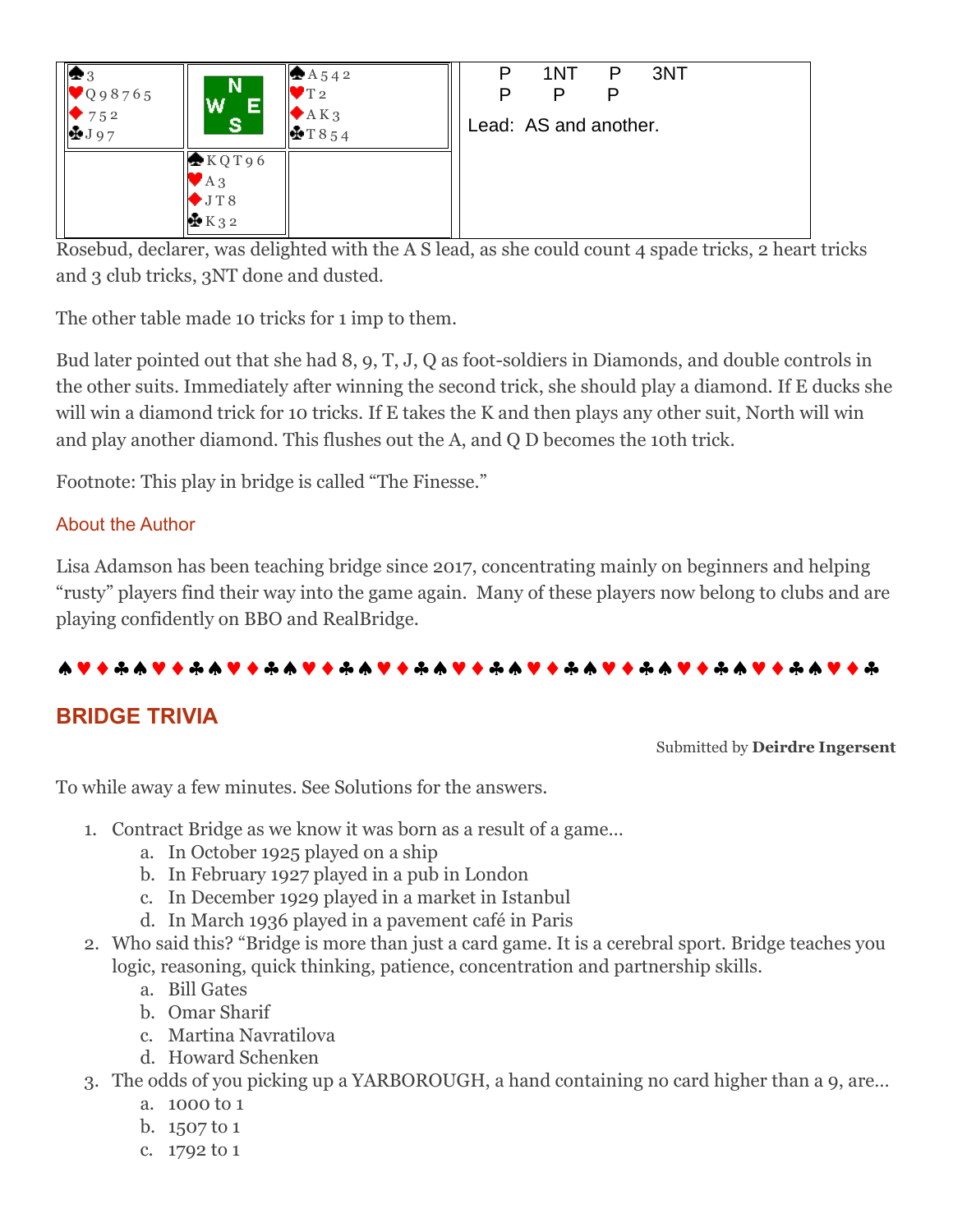| ♠3<br>♥Q 9 8 7 6 5<br>♦7 5 2<br>♣J 9 7 | N<br>W E<br>S | ♠A 5 4 2<br>♥T 2<br>♦A K 3<br>♣T 8 5 4 |
|---|---|---|
| | ♠K Q T 9 6<br>♥A 3<br>♦J T 8<br>♣K 3 2 | |

| | | | |
|---|---|---|---|
| P | 1NT | P | 3NT |
| P | P | P | |

Lead: AS and another.

Rosebud, declarer, was delighted with the A S lead, as she could count 4 spade tricks, 2 heart tricks and 3 club tricks, 3NT done and dusted.

The other table made 10 tricks for 1 imp to them.

Bud later pointed out that she had 8, 9, T, J, Q as foot-soldiers in Diamonds, and double controls in the other suits. Immediately after winning the second trick, she should play a diamond. If E ducks she will win a diamond trick for 10 tricks. If E takes the K and then plays any other suit, North will win and play another diamond. This flushes out the A, and Q D becomes the 10th trick.

Footnote: This play in bridge is called "The Finesse."

### About the Author

Lisa Adamson has been teaching bridge since 2017, concentrating mainly on beginners and helping "rusty" players find their way into the game again. Many of these players now belong to clubs and are playing confidently on BBO and RealBridge.

♠♥♦♣♠♥♦♣♠♥♦♣♠♥♦♣♠♥♦♣♠♥♦♣♠♥♦♣♠♥♦♣♠♥♦♣♠♥♦♣♠♥♦♣

## BRIDGE TRIVIA

Submitted by **Deirdre Ingersent**

To while away a few minutes. See Solutions for the answers.

1. Contract Bridge as we know it was born as a result of a game…
   a. In October 1925 played on a ship
   b. In February 1927 played in a pub in London
   c. In December 1929 played in a market in Istanbul
   d. In March 1936 played in a pavement café in Paris
2. Who said this? "Bridge is more than just a card game. It is a cerebral sport. Bridge teaches you logic, reasoning, quick thinking, patience, concentration and partnership skills.
   a. Bill Gates
   b. Omar Sharif
   c. Martina Navratilova
   d. Howard Schenken
3. The odds of you picking up a YARBOROUGH, a hand containing no card higher than a 9, are…
   a. 1000 to 1
   b. 1507 to 1
   c. 1792 to 1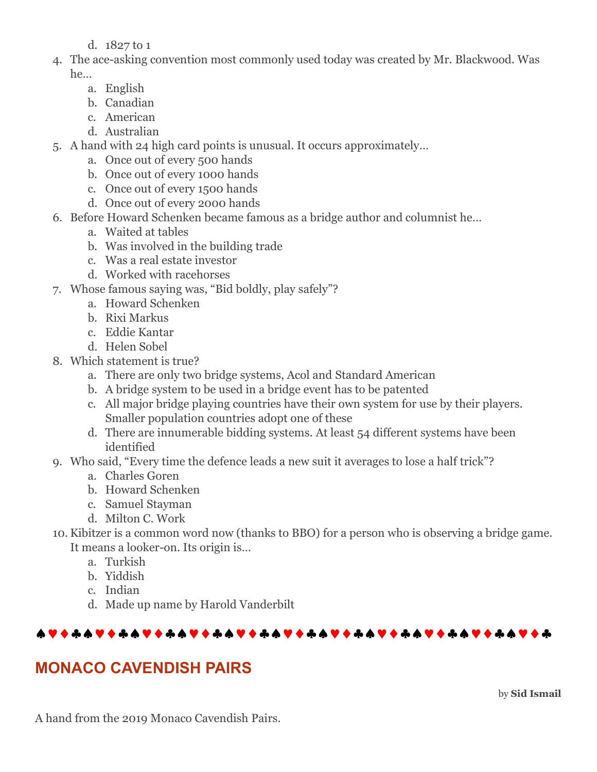d. 1827 to 1

4. The ace-asking convention most commonly used today was created by Mr. Blackwood. Was he…
    a. English
    b. Canadian
    c. American
    d. Australian
5. A hand with 24 high card points is unusual. It occurs approximately…
    a. Once out of every 500 hands
    b. Once out of every 1000 hands
    c. Once out of every 1500 hands
    d. Once out of every 2000 hands
6. Before Howard Schenken became famous as a bridge author and columnist he…
    a. Waited at tables
    b. Was involved in the building trade
    c. Was a real estate investor
    d. Worked with racehorses
7. Whose famous saying was, “Bid boldly, play safely”?
    a. Howard Schenken
    b. Rixi Markus
    c. Eddie Kantar
    d. Helen Sobel
8. Which statement is true?
    a. There are only two bridge systems, Acol and Standard American
    b. A bridge system to be used in a bridge event has to be patented
    c. All major bridge playing countries have their own system for use by their players. Smaller population countries adopt one of these
    d. There are innumerable bidding systems. At least 54 different systems have been identified
9. Who said, “Every time the defence leads a new suit it averages to lose a half trick”?
    a. Charles Goren
    b. Howard Schenken
    c. Samuel Stayman
    d. Milton C. Work
10. Kibitzer is a common word now (thanks to BBO) for a person who is observing a bridge game. It means a looker-on. Its origin is…
    a. Turkish
    b. Yiddish
    c. Indian
    d. Made up name by Harold Vanderbilt

♠♥♦♣♠♥♦♣♠♥♦♣♠♥♦♣♠♥♦♣♠♥♦♣♠♥♦♣♠♥♦♣♠♥♦♣♠♥♦♣♠♥♦♣♠♥♦♣

## MONACO CAVENDISH PAIRS

by **Sid Ismail**

A hand from the 2019 Monaco Cavendish Pairs.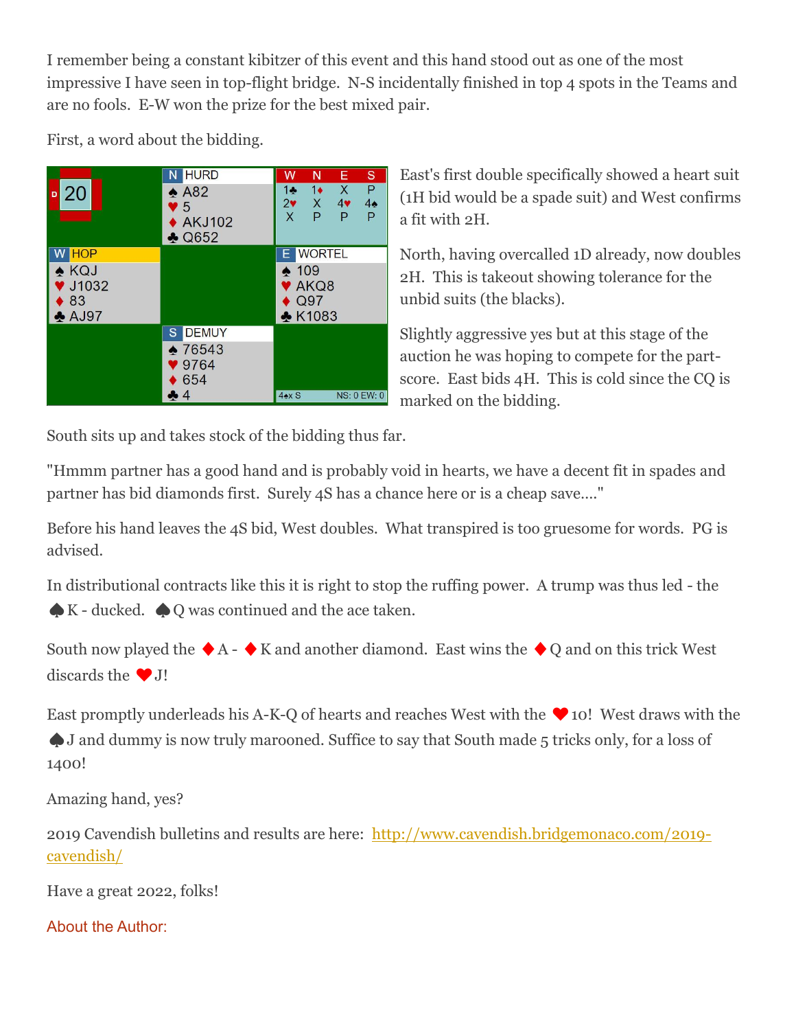I remember being a constant kibitzer of this event and this hand stood out as one of the most impressive I have seen in top-flight bridge. N-S incidentally finished in top 4 spots in the Teams and are no fools. E-W won the prize for the best mixed pair.

First, a word about the bidding.

Board 20, Dealer: W

**N HURD**
♠ A82
♥ 5
♦ AKJ102
♣ Q652

**W HOP**
♠ KQJ
♥ J1032
♦ 83
♣ AJ97

**E WORTEL**
♠ 109
♥ AKQ8
♦ Q97
♣ K1083

**S DEMUY**
♠ 76543
♥ 9764
♦ 654
♣ 4

| W | N | E | S |
|---|---|---|---|
| 1♣ | 1♦ | X | P |
| 2♥ | X | 4♥ | 4♠ |
| X | P | P | P |

4♠x S — NS: 0 EW: 0

East's first double specifically showed a heart suit (1H bid would be a spade suit) and West confirms a fit with 2H.

North, having overcalled 1D already, now doubles 2H. This is takeout showing tolerance for the unbid suits (the blacks).

Slightly aggressive yes but at this stage of the auction he was hoping to compete for the part-score. East bids 4H. This is cold since the CQ is marked on the bidding.

South sits up and takes stock of the bidding thus far.

"Hmmm partner has a good hand and is probably void in hearts, we have a decent fit in spades and partner has bid diamonds first. Surely 4S has a chance here or is a cheap save...."

Before his hand leaves the 4S bid, West doubles. What transpired is too gruesome for words. PG is advised.

In distributional contracts like this it is right to stop the ruffing power. A trump was thus led - the ♠K - ducked. ♠Q was continued and the ace taken.

South now played the ♦A - ♦K and another diamond. East wins the ♦Q and on this trick West discards the ♥J!

East promptly underleads his A-K-Q of hearts and reaches West with the ♥10! West draws with the ♠J and dummy is now truly marooned. Suffice to say that South made 5 tricks only, for a loss of 1400!

Amazing hand, yes?

2019 Cavendish bulletins and results are here: [http://www.cavendish.bridgemonaco.com/2019-cavendish/](http://www.cavendish.bridgemonaco.com/2019-cavendish/)

Have a great 2022, folks!

About the Author: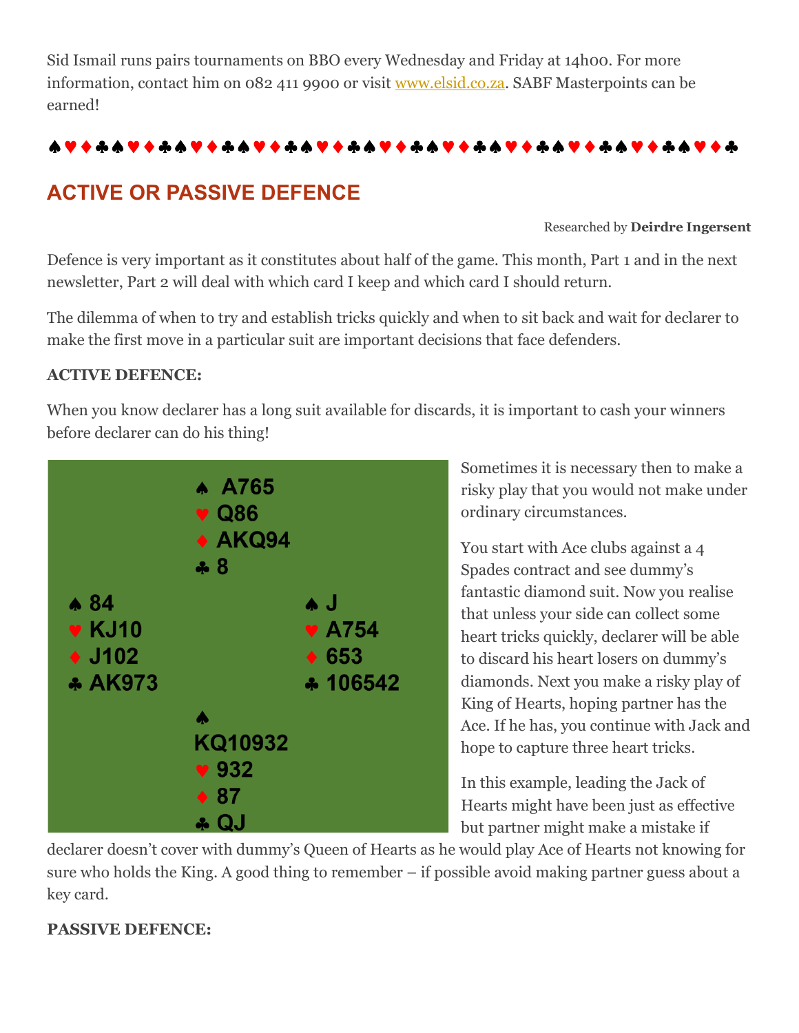Sid Ismail runs pairs tournaments on BBO every Wednesday and Friday at 14h00. For more information, contact him on 082 411 9900 or visit [www.elsid.co.za](http://www.elsid.co.za). SABF Masterpoints can be earned!

♠♥♦♣♠♥♦♣♠♥♦♣♠♥♦♣♠♥♦♣♠♥♦♣♠♥♦♣♠♥♦♣♠♥♦♣♠♥♦♣♠♥♦♣♠♥♦♣

## ACTIVE OR PASSIVE DEFENCE

Researched by **Deirdre Ingersent**

Defence is very important as it constitutes about half of the game. This month, Part 1 and in the next newsletter, Part 2 will deal with which card I keep and which card I should return.

The dilemma of when to try and establish tricks quickly and when to sit back and wait for declarer to make the first move in a particular suit are important decisions that face defenders.

**ACTIVE DEFENCE:**

When you know declarer has a long suit available for discards, it is important to cash your winners before declarer can do his thing!

| | North | |
|---|---|---|
| | ♠ A765<br>♥ Q86<br>♦ AKQ94<br>♣ 8 | |
| **West** | | **East** |
| ♠ 84<br>♥ KJ10<br>♦ J102<br>♣ AK973 | | ♠ J<br>♥ A754<br>♦ 653<br>♣ 106542 |
| | **South** | |
| | ♠ KQ10932<br>♥ 932<br>♦ 87<br>♣ QJ | |

Sometimes it is necessary then to make a risky play that you would not make under ordinary circumstances.

You start with Ace clubs against a 4 Spades contract and see dummy's fantastic diamond suit. Now you realise that unless your side can collect some heart tricks quickly, declarer will be able to discard his heart losers on dummy's diamonds. Next you make a risky play of King of Hearts, hoping partner has the Ace. If he has, you continue with Jack and hope to capture three heart tricks.

In this example, leading the Jack of Hearts might have been just as effective but partner might make a mistake if declarer doesn't cover with dummy's Queen of Hearts as he would play Ace of Hearts not knowing for sure who holds the King. A good thing to remember – if possible avoid making partner guess about a key card.

**PASSIVE DEFENCE:**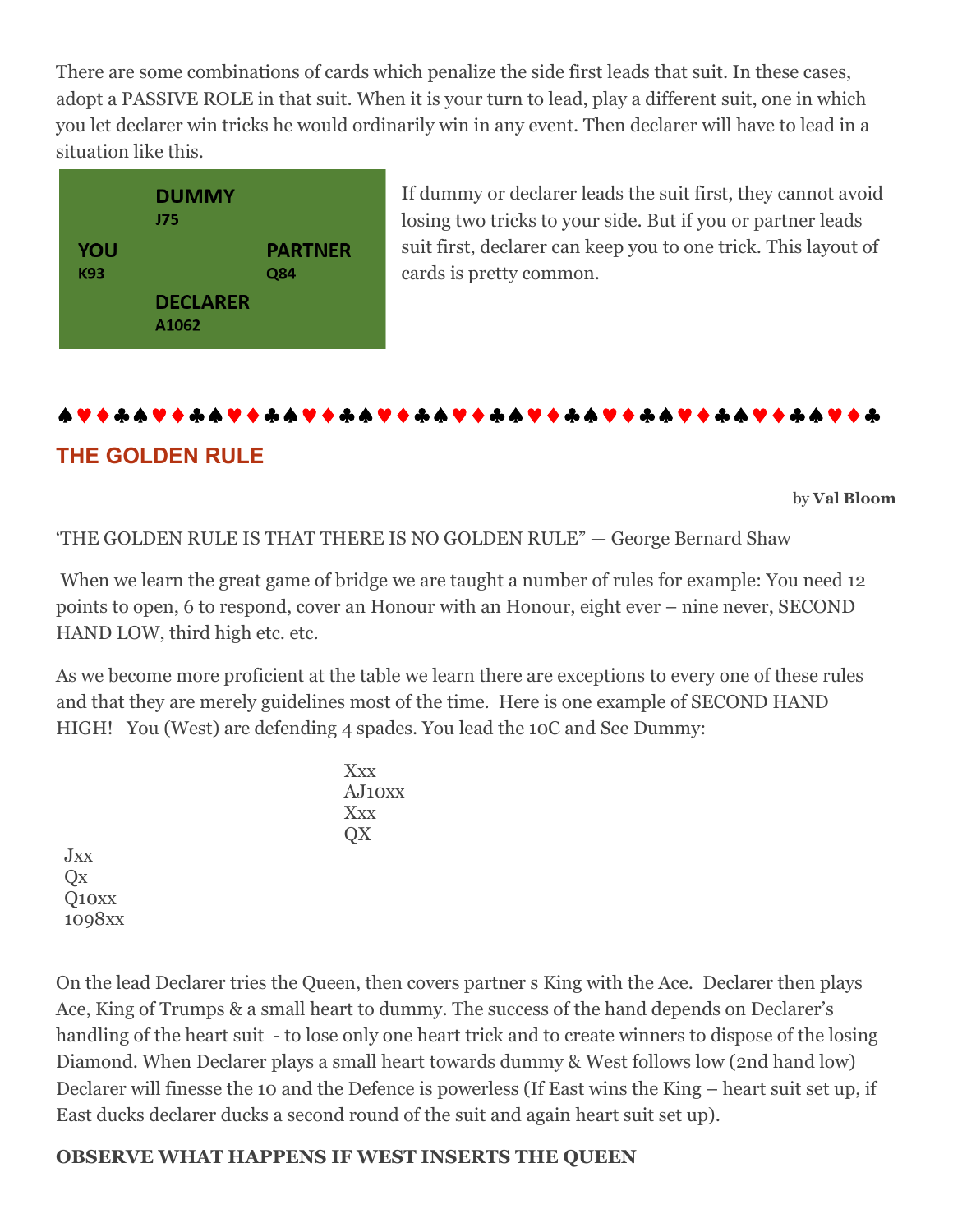There are some combinations of cards which penalize the side first leads that suit. In these cases, adopt a PASSIVE ROLE in that suit. When it is your turn to lead, play a different suit, one in which you let declarer win tricks he would ordinarily win in any event. Then declarer will have to lead in a situation like this.

| | DUMMY<br>J75 | |
|---|---|---|
| YOU<br>K93 | | PARTNER<br>Q84 |
| | DECLARER<br>A1062 | |

If dummy or declarer leads the suit first, they cannot avoid losing two tricks to your side. But if you or partner leads suit first, declarer can keep you to one trick. This layout of cards is pretty common.

♠♥♦♣♠♥♦♣♠♥♦♣♠♥♦♣♠♥♦♣♠♥♦♣♠♥♦♣♠♥♦♣♠♥♦♣♠♥♦♣♠♥♦♣♠♥♦♣

## THE GOLDEN RULE

by **Val Bloom**

'THE GOLDEN RULE IS THAT THERE IS NO GOLDEN RULE" — George Bernard Shaw

When we learn the great game of bridge we are taught a number of rules for example: You need 12 points to open, 6 to respond, cover an Honour with an Honour, eight ever – nine never, SECOND HAND LOW, third high etc. etc.

As we become more proficient at the table we learn there are exceptions to every one of these rules and that they are merely guidelines most of the time. Here is one example of SECOND HAND HIGH! You (West) are defending 4 spades. You lead the 10C and See Dummy:

```
                         Xxx
                         AJ10xx
                         Xxx
                         QX
Jxx
Qx
Q10xx
1098xx
```

On the lead Declarer tries the Queen, then covers partner s King with the Ace. Declarer then plays Ace, King of Trumps & a small heart to dummy. The success of the hand depends on Declarer's handling of the heart suit - to lose only one heart trick and to create winners to dispose of the losing Diamond. When Declarer plays a small heart towards dummy & West follows low (2nd hand low) Declarer will finesse the 10 and the Defence is powerless (If East wins the King – heart suit set up, if East ducks declarer ducks a second round of the suit and again heart suit set up).

**OBSERVE WHAT HAPPENS IF WEST INSERTS THE QUEEN**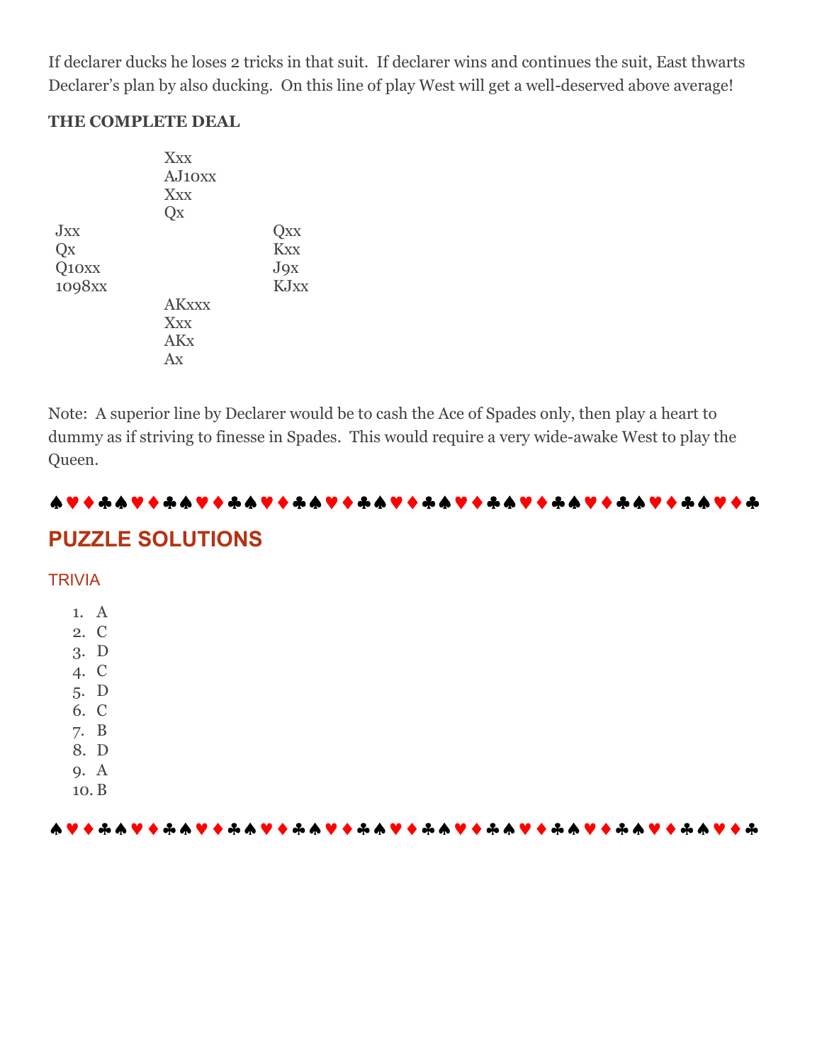If declarer ducks he loses 2 tricks in that suit. If declarer wins and continues the suit, East thwarts Declarer's plan by also ducking. On this line of play West will get a well-deserved above average!

**THE COMPLETE DEAL**

```
                Xxx
                AJ10xx
                Xxx
                Qx
Jxx                         Qxx
Qx                          Kxx
Q10xx                       J9x
1098xx                      KJxx
                AKxxx
                Xxx
                AKx
                Ax
```

Note: A superior line by Declarer would be to cash the Ace of Spades only, then play a heart to dummy as if striving to finesse in Spades. This would require a very wide-awake West to play the Queen.

♠♥♦♣♠♥♦♣♠♥♦♣♠♥♦♣♠♥♦♣♠♥♦♣♠♥♦♣♠♥♦♣♠♥♦♣♠♥♦♣♠♥♦♣

## PUZZLE SOLUTIONS

### TRIVIA

1. A
2. C
3. D
4. C
5. D
6. C
7. B
8. D
9. A
10. B

♠♥♦♣♠♥♦♣♠♥♦♣♠♥♦♣♠♥♦♣♠♥♦♣♠♥♦♣♠♥♦♣♠♥♦♣♠♥♦♣♠♥♦♣